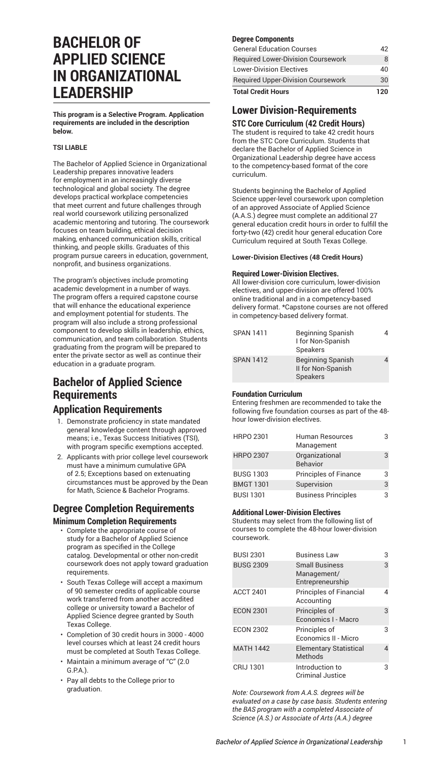# BACHELOR OF APPLIED SCIENCE IN ORGANIZATIONAL LEADERSHIP

**This program is a Selective Program. Application requirements are included in the description below.**

**TSI LIABLE**

The Bachelor of Applied Science in Organizational Leadership prepares innovative leaders for employment in an increasingly diverse technological and global society. The degree develops practical workplace competencies that meet current and future challenges through real world coursework utilizing personalized academic mentoring and tutoring. The coursework focuses on team building, ethical decision making, enhanced communication skills, critical thinking, and people skills. Graduates of this program pursue careers in education, government, nonprofit, and business organizations.

The program's objectives include promoting academic development in a number of ways. The program offers a required capstone course that will enhance the educational experience and employment potential for students. The program will also include a strong professional component to develop skills in leadership, ethics, communication, and team collaboration. Students graduating from the program will be prepared to enter the private sector as well as continue their education in a graduate program.

## Bachelor of Applied Science Requirements

### Application Requirements

1. Demonstrate proficiency in state mandated general knowledge content through approved means; i.e., Texas Success Initiatives (TSI), with program specific exemptions accepted.
2. Applicants with prior college level coursework must have a minimum cumulative GPA of 2.5; Exceptions based on extenuating circumstances must be approved by the Dean for Math, Science & Bachelor Programs.

## Degree Completion Requirements

### Minimum Completion Requirements

- Complete the appropriate course of study for a Bachelor of Applied Science program as specified in the College catalog. Developmental or other non-credit coursework does not apply toward graduation requirements.
- South Texas College will accept a maximum of 90 semester credits of applicable course work transferred from another accredited college or university toward a Bachelor of Applied Science degree granted by South Texas College.
- Completion of 30 credit hours in 3000 - 4000 level courses which at least 24 credit hours must be completed at South Texas College.
- Maintain a minimum average of "C" (2.0 G.P.A.).
- Pay all debts to the College prior to graduation.

#### Degree Components

| Degree Components | |
|---|---|
| General Education Courses | 42 |
| Required Lower-Division Coursework | 8 |
| Lower-Division Electives | 40 |
| Required Upper-Division Coursework | 30 |
| **Total Credit Hours** | **120** |

## Lower Division-Requirements

### STC Core Curriculum (42 Credit Hours)

The student is required to take 42 credit hours from the STC Core Curriculum. Students that declare the Bachelor of Applied Science in Organizational Leadership degree have access to the competency-based format of the core curriculum.

Students beginning the Bachelor of Applied Science upper-level coursework upon completion of an approved Associate of Applied Science (A.A.S.) degree must complete an additional 27 general education credit hours in order to fulfill the forty-two (42) credit hour general education Core Curriculum required at South Texas College.

#### Lower-Division Electives (48 Credit Hours)

#### Required Lower-Division Electives.

All lower-division core curriculum, lower-division electives, and upper-division are offered 100% online traditional and in a competency-based delivery format. *Capstone courses are not offered in competency-based delivery format.

| | | |
|---|---|---|
| SPAN 1411 | Beginning Spanish I for Non-Spanish Speakers | 4 |
| SPAN 1412 | Beginning Spanish II for Non-Spanish Speakers | 4 |

#### Foundation Curriculum

Entering freshmen are recommended to take the following five foundation courses as part of the 48-hour lower-division electives.

| | | |
|---|---|---|
| HRPO 2301 | Human Resources Management | 3 |
| HRPO 2307 | Organizational Behavior | 3 |
| BUSG 1303 | Principles of Finance | 3 |
| BMGT 1301 | Supervision | 3 |
| BUSI 1301 | Business Principles | 3 |

#### Additional Lower-Division Electives

Students may select from the following list of courses to complete the 48-hour lower-division coursework.

| | | |
|---|---|---|
| BUSI 2301 | Business Law | 3 |
| BUSG 2309 | Small Business Management/ Entrepreneurship | 3 |
| ACCT 2401 | Principles of Financial Accounting | 4 |
| ECON 2301 | Principles of Economics I - Macro | 3 |
| ECON 2302 | Principles of Economics II - Micro | 3 |
| MATH 1442 | Elementary Statistical Methods | 4 |
| CRIJ 1301 | Introduction to Criminal Justice | 3 |

*Note: Coursework from A.A.S. degrees will be evaluated on a case by case basis. Students entering the BAS program with a completed Associate of Science (A.S.) or Associate of Arts (A.A.) degree*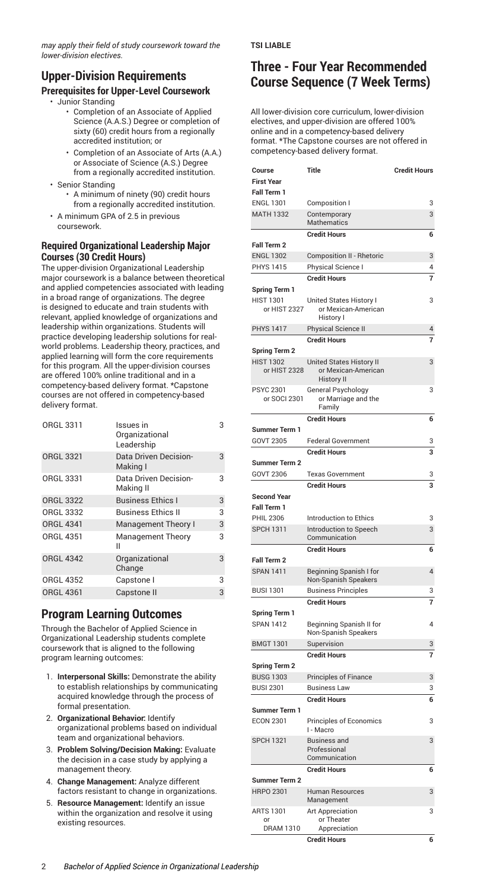*may apply their field of study coursework toward the lower-division electives.*

## Upper-Division Requirements

### Prerequisites for Upper-Level Coursework

- Junior Standing
    - Completion of an Associate of Applied Science (A.A.S.) Degree or completion of sixty (60) credit hours from a regionally accredited institution; or
    - Completion of an Associate of Arts (A.A.) or Associate of Science (A.S.) Degree from a regionally accredited institution.
- Senior Standing
    - A minimum of ninety (90) credit hours from a regionally accredited institution.
- A minimum GPA of 2.5 in previous coursework.

### Required Organizational Leadership Major Courses (30 Credit Hours)

The upper-division Organizational Leadership major coursework is a balance between theoretical and applied competencies associated with leading in a broad range of organizations. The degree is designed to educate and train students with relevant, applied knowledge of organizations and leadership within organizations. Students will practice developing leadership solutions for real-world problems. Leadership theory, practices, and applied learning will form the core requirements for this program. All the upper-division courses are offered 100% online traditional and in a competency-based delivery format. *Capstone courses are not offered in competency-based delivery format.

| | | |
|---|---|---|
| ORGL 3311 | Issues in Organizational Leadership | 3 |
| ORGL 3321 | Data Driven Decision-Making I | 3 |
| ORGL 3331 | Data Driven Decision-Making II | 3 |
| ORGL 3322 | Business Ethics I | 3 |
| ORGL 3332 | Business Ethics II | 3 |
| ORGL 4341 | Management Theory I | 3 |
| ORGL 4351 | Management Theory II | 3 |
| ORGL 4342 | Organizational Change | 3 |
| ORGL 4352 | Capstone I | 3 |
| ORGL 4361 | Capstone II | 3 |

## Program Learning Outcomes

Through the Bachelor of Applied Science in Organizational Leadership students complete coursework that is aligned to the following program learning outcomes:

1. **Interpersonal Skills:** Demonstrate the ability to establish relationships by communicating acquired knowledge through the process of formal presentation.
2. **Organizational Behavior:** Identify organizational problems based on individual team and organizational behaviors.
3. **Problem Solving/Decision Making:** Evaluate the decision in a case study by applying a management theory.
4. **Change Management:** Analyze different factors resistant to change in organizations.
5. **Resource Management:** Identify an issue within the organization and resolve it using existing resources.

**TSI LIABLE**

## Three - Four Year Recommended Course Sequence (7 Week Terms)

All lower-division core curriculum, lower-division electives, and upper-division are offered 100% online and in a competency-based delivery format. *The Capstone courses are not offered in competency-based delivery format.

| Course | Title | Credit Hours |
|---|---|---|
| **First Year** | | |
| **Fall Term 1** | | |
| ENGL 1301 | Composition I | 3 |
| MATH 1332 | Contemporary Mathematics | 3 |
| | **Credit Hours** | **6** |
| **Fall Term 2** | | |
| ENGL 1302 | Composition II - Rhetoric | 3 |
| PHYS 1415 | Physical Science I | 4 |
| | **Credit Hours** | **7** |
| **Spring Term 1** | | |
| HIST 1301 or HIST 2327 | United States History I or Mexican-American History I | 3 |
| PHYS 1417 | Physical Science II | 4 |
| | **Credit Hours** | **7** |
| **Spring Term 2** | | |
| HIST 1302 or HIST 2328 | United States History II or Mexican-American History II | 3 |
| PSYC 2301 or SOCI 2301 | General Psychology or Marriage and the Family | 3 |
| | **Credit Hours** | **6** |
| **Summer Term 1** | | |
| GOVT 2305 | Federal Government | 3 |
| | **Credit Hours** | **3** |
| **Summer Term 2** | | |
| GOVT 2306 | Texas Government | 3 |
| | **Credit Hours** | **3** |
| **Second Year** | | |
| **Fall Term 1** | | |
| PHIL 2306 | Introduction to Ethics | 3 |
| SPCH 1311 | Introduction to Speech Communication | 3 |
| | **Credit Hours** | **6** |
| **Fall Term 2** | | |
| SPAN 1411 | Beginning Spanish I for Non-Spanish Speakers | 4 |
| BUSI 1301 | Business Principles | 3 |
| | **Credit Hours** | **7** |
| **Spring Term 1** | | |
| SPAN 1412 | Beginning Spanish II for Non-Spanish Speakers | 4 |
| BMGT 1301 | Supervision | 3 |
| | **Credit Hours** | **7** |
| **Spring Term 2** | | |
| BUSG 1303 | Principles of Finance | 3 |
| BUSI 2301 | Business Law | 3 |
| | **Credit Hours** | **6** |
| **Summer Term 1** | | |
| ECON 2301 | Principles of Economics I - Macro | 3 |
| SPCH 1321 | Business and Professional Communication | 3 |
| | **Credit Hours** | **6** |
| **Summer Term 2** | | |
| HRPO 2301 | Human Resources Management | 3 |
| ARTS 1301 or DRAM 1310 | Art Appreciation or Theater Appreciation | 3 |
| | **Credit Hours** | **6** |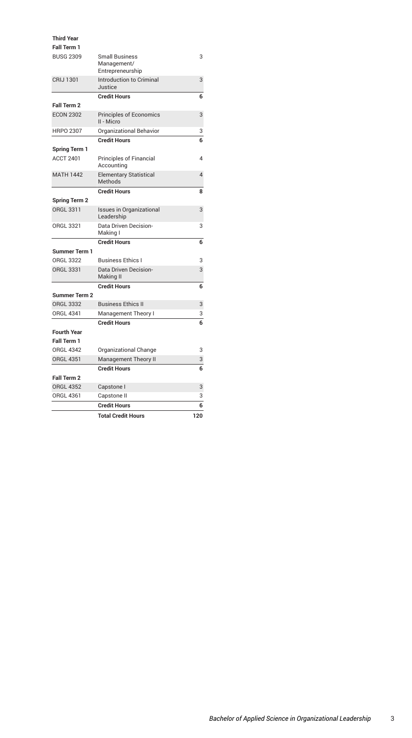| | | |
|---|---|---|
| **Third Year** | | |
| **Fall Term 1** | | |
| BUSG 2309 | Small Business Management/ Entrepreneurship | 3 |
| CRIJ 1301 | Introduction to Criminal Justice | 3 |
| | **Credit Hours** | **6** |
| **Fall Term 2** | | |
| ECON 2302 | Principles of Economics II - Micro | 3 |
| HRPO 2307 | Organizational Behavior | 3 |
| | **Credit Hours** | **6** |
| **Spring Term 1** | | |
| ACCT 2401 | Principles of Financial Accounting | 4 |
| MATH 1442 | Elementary Statistical Methods | 4 |
| | **Credit Hours** | **8** |
| **Spring Term 2** | | |
| ORGL 3311 | Issues in Organizational Leadership | 3 |
| ORGL 3321 | Data Driven Decision-Making I | 3 |
| | **Credit Hours** | **6** |
| **Summer Term 1** | | |
| ORGL 3322 | Business Ethics I | 3 |
| ORGL 3331 | Data Driven Decision-Making II | 3 |
| | **Credit Hours** | **6** |
| **Summer Term 2** | | |
| ORGL 3332 | Business Ethics II | 3 |
| ORGL 4341 | Management Theory I | 3 |
| | **Credit Hours** | **6** |
| **Fourth Year** | | |
| **Fall Term 1** | | |
| ORGL 4342 | Organizational Change | 3 |
| ORGL 4351 | Management Theory II | 3 |
| | **Credit Hours** | **6** |
| **Fall Term 2** | | |
| ORGL 4352 | Capstone I | 3 |
| ORGL 4361 | Capstone II | 3 |
| | **Credit Hours** | **6** |
| | **Total Credit Hours** | **120** |